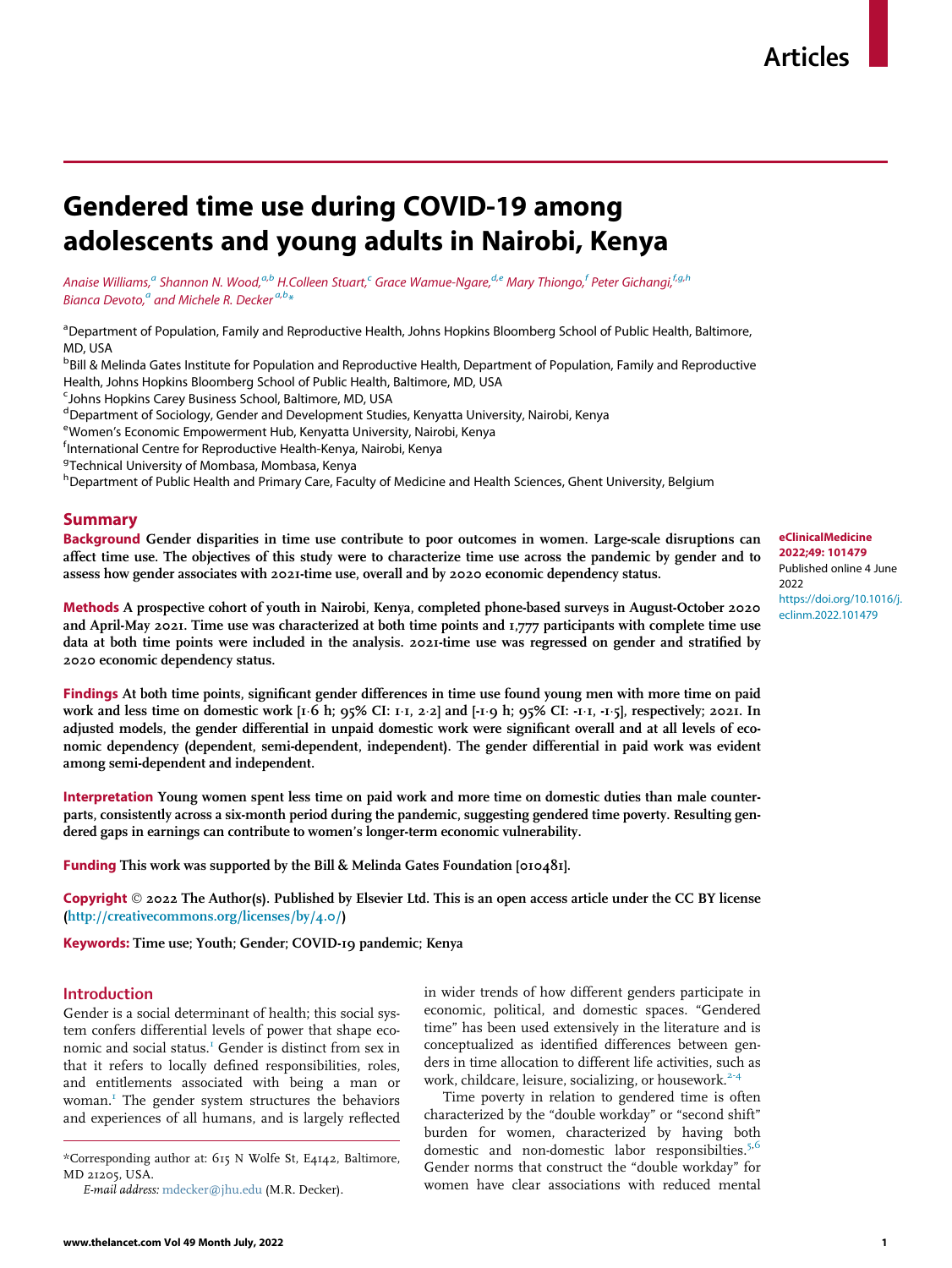Articles

# Gendered time use during COVID-19 among adolescents and young adults in Nairobi, Kenya

*Anaise Williams,[a] Shannon N. Wood,[a,b] H.Colleen Stuart,[c] Grace Wamue-Ngare,[d,e] Mary Thiongo,[f] Peter Gichangi,[f,g,h] Bianca Devoto,[a] and Michele R. Decker[a,b]\**

[a]Department of Population, Family and Reproductive Health, Johns Hopkins Bloomberg School of Public Health, Baltimore, MD, USA

[b]Bill & Melinda Gates Institute for Population and Reproductive Health, Department of Population, Family and Reproductive Health, Johns Hopkins Bloomberg School of Public Health, Baltimore, MD, USA

[c]Johns Hopkins Carey Business School, Baltimore, MD, USA

[d]Department of Sociology, Gender and Development Studies, Kenyatta University, Nairobi, Kenya

[e]Women's Economic Empowerment Hub, Kenyatta University, Nairobi, Kenya

[f]International Centre for Reproductive Health-Kenya, Nairobi, Kenya

[g]Technical University of Mombasa, Mombasa, Kenya

[h]Department of Public Health and Primary Care, Faculty of Medicine and Health Sciences, Ghent University, Belgium

**eClinicalMedicine 2022;49: 101479**
Published online 4 June 2022
https://doi.org/10.1016/j.eclinm.2022.101479

## Summary

**Background** Gender disparities in time use contribute to poor outcomes in women. Large-scale disruptions can affect time use. The objectives of this study were to characterize time use across the pandemic by gender and to assess how gender associates with 2021-time use, overall and by 2020 economic dependency status.

**Methods** A prospective cohort of youth in Nairobi, Kenya, completed phone-based surveys in August-October 2020 and April-May 2021. Time use was characterized at both time points and 1,777 participants with complete time use data at both time points were included in the analysis. 2021-time use was regressed on gender and stratified by 2020 economic dependency status.

**Findings** At both time points, significant gender differences in time use found young men with more time on paid work and less time on domestic work [1·6 h; 95% CI: 1·1, 2·2] and [-1·9 h; 95% CI: -1·1, -1·5], respectively; 2021. In adjusted models, the gender differential in unpaid domestic work were significant overall and at all levels of economic dependency (dependent, semi-dependent, independent). The gender differential in paid work was evident among semi-dependent and independent.

**Interpretation** Young women spent less time on paid work and more time on domestic duties than male counterparts, consistently across a six-month period during the pandemic, suggesting gendered time poverty. Resulting gendered gaps in earnings can contribute to women's longer-term economic vulnerability.

**Funding** This work was supported by the Bill & Melinda Gates Foundation [010481].

**Copyright** © 2022 The Author(s). Published by Elsevier Ltd. This is an open access article under the CC BY license (http://creativecommons.org/licenses/by/4.0/)

**Keywords:** Time use; Youth; Gender; COVID-19 pandemic; Kenya

## Introduction

Gender is a social determinant of health; this social system confers differential levels of power that shape economic and social status.[1] Gender is distinct from sex in that it refers to locally defined responsibilities, roles, and entitlements associated with being a man or woman.[1] The gender system structures the behaviors and experiences of all humans, and is largely reflected in wider trends of how different genders participate in economic, political, and domestic spaces. "Gendered time" has been used extensively in the literature and is conceptualized as identified differences between genders in time allocation to different life activities, such as work, childcare, leisure, socializing, or housework.[2-4]

Time poverty in relation to gendered time is often characterized by the "double workday" or "second shift" burden for women, characterized by having both domestic and non-domestic labor responsibilities.[5,6] Gender norms that construct the "double workday" for women have clear associations with reduced mental

\*Corresponding author at: 615 N Wolfe St, E4142, Baltimore, MD 21205, USA.

*E-mail address:* mdecker@jhu.edu (M.R. Decker).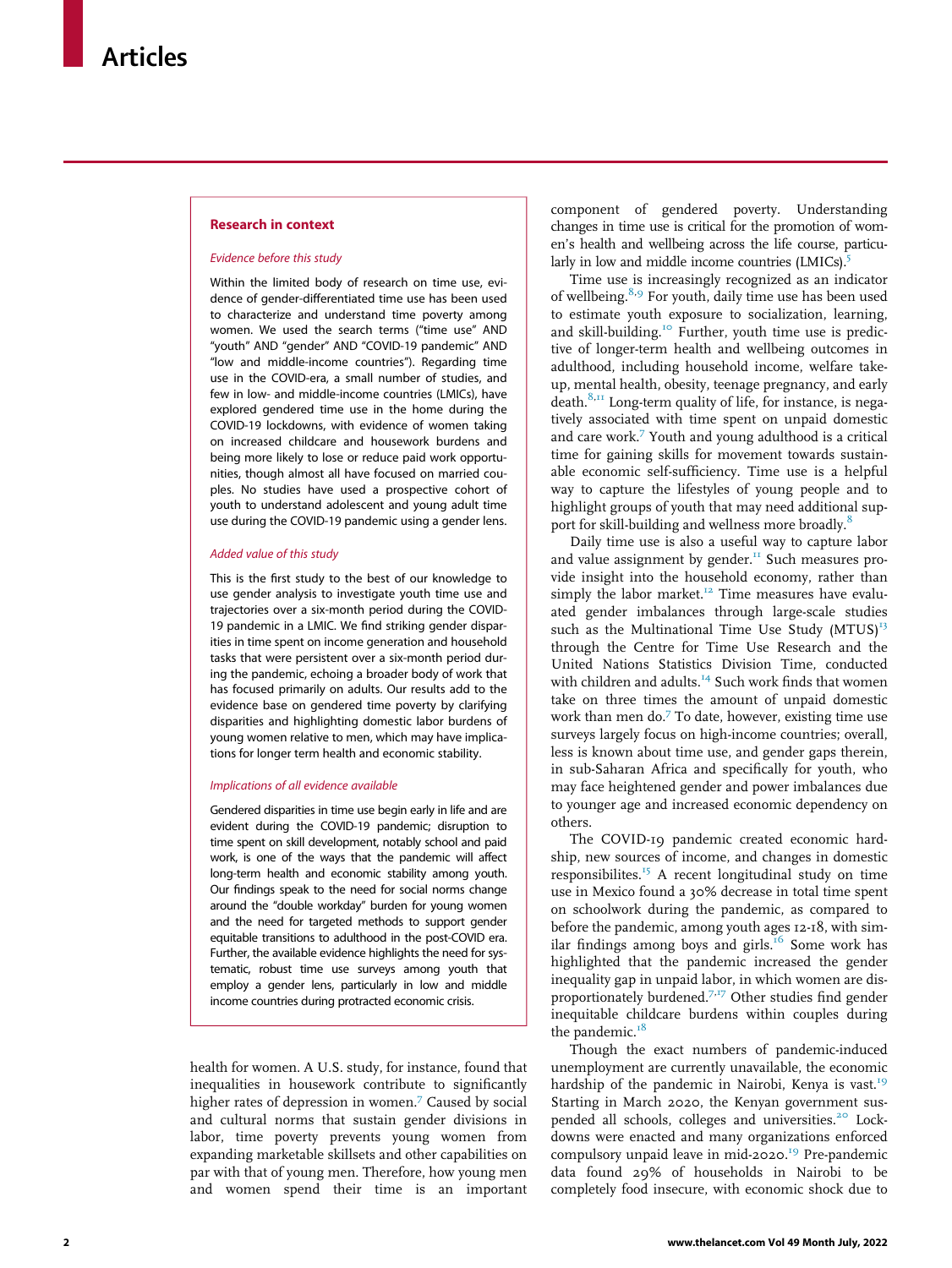## Research in context

### *Evidence before this study*

Within the limited body of research on time use, evidence of gender-differentiated time use has been used to characterize and understand time poverty among women. We used the search terms ("time use" AND "youth" AND "gender" AND "COVID-19 pandemic" AND "low and middle-income countries"). Regarding time use in the COVID-era, a small number of studies, and few in low- and middle-income countries (LMICs), have explored gendered time use in the home during the COVID-19 lockdowns, with evidence of women taking on increased childcare and housework burdens and being more likely to lose or reduce paid work opportunities, though almost all have focused on married couples. No studies have used a prospective cohort of youth to understand adolescent and young adult time use during the COVID-19 pandemic using a gender lens.

### *Added value of this study*

This is the first study to the best of our knowledge to use gender analysis to investigate youth time use and trajectories over a six-month period during the COVID-19 pandemic in a LMIC. We find striking gender disparities in time spent on income generation and household tasks that were persistent over a six-month period during the pandemic, echoing a broader body of work that has focused primarily on adults. Our results add to the evidence base on gendered time poverty by clarifying disparities and highlighting domestic labor burdens of young women relative to men, which may have implications for longer term health and economic stability.

### *Implications of all evidence available*

Gendered disparities in time use begin early in life and are evident during the COVID-19 pandemic; disruption to time spent on skill development, notably school and paid work, is one of the ways that the pandemic will affect long-term health and economic stability among youth. Our findings speak to the need for social norms change around the "double workday" burden for young women and the need for targeted methods to support gender equitable transitions to adulthood in the post-COVID era. Further, the available evidence highlights the need for systematic, robust time use surveys among youth that employ a gender lens, particularly in low and middle income countries during protracted economic crisis.

health for women. A U.S. study, for instance, found that inequalities in housework contribute to significantly higher rates of depression in women.[7] Caused by social and cultural norms that sustain gender divisions in labor, time poverty prevents young women from expanding marketable skillsets and other capabilities on par with that of young men. Therefore, how young men and women spend their time is an important component of gendered poverty. Understanding changes in time use is critical for the promotion of women's health and wellbeing across the life course, particularly in low and middle income countries (LMICs).[5]

Time use is increasingly recognized as an indicator of wellbeing.[8,9] For youth, daily time use has been used to estimate youth exposure to socialization, learning, and skill-building.[10] Further, youth time use is predictive of longer-term health and wellbeing outcomes in adulthood, including household income, welfare take-up, mental health, obesity, teenage pregnancy, and early death.[8,11] Long-term quality of life, for instance, is negatively associated with time spent on unpaid domestic and care work.[7] Youth and young adulthood is a critical time for gaining skills for movement towards sustainable economic self-sufficiency. Time use is a helpful way to capture the lifestyles of young people and to highlight groups of youth that may need additional support for skill-building and wellness more broadly.[8]

Daily time use is also a useful way to capture labor and value assignment by gender.[11] Such measures provide insight into the household economy, rather than simply the labor market.[12] Time measures have evaluated gender imbalances through large-scale studies such as the Multinational Time Use Study (MTUS)[13] through the Centre for Time Use Research and the United Nations Statistics Division Time, conducted with children and adults.[14] Such work finds that women take on three times the amount of unpaid domestic work than men do.[7] To date, however, existing time use surveys largely focus on high-income countries; overall, less is known about time use, and gender gaps therein, in sub-Saharan Africa and specifically for youth, who may face heightened gender and power imbalances due to younger age and increased economic dependency on others.

The COVID-19 pandemic created economic hardship, new sources of income, and changes in domestic responsibilites.[15] A recent longitudinal study on time use in Mexico found a 30% decrease in total time spent on schoolwork during the pandemic, as compared to before the pandemic, among youth ages 12-18, with similar findings among boys and girls.[16] Some work has highlighted that the pandemic increased the gender inequality gap in unpaid labor, in which women are disproportionately burdened.[7,17] Other studies find gender inequitable childcare burdens within couples during the pandemic.[18]

Though the exact numbers of pandemic-induced unemployment are currently unavailable, the economic hardship of the pandemic in Nairobi, Kenya is vast.[19] Starting in March 2020, the Kenyan government suspended all schools, colleges and universities.[20] Lockdowns were enacted and many organizations enforced compulsory unpaid leave in mid-2020.[19] Pre-pandemic data found 29% of households in Nairobi to be completely food insecure, with economic shock due to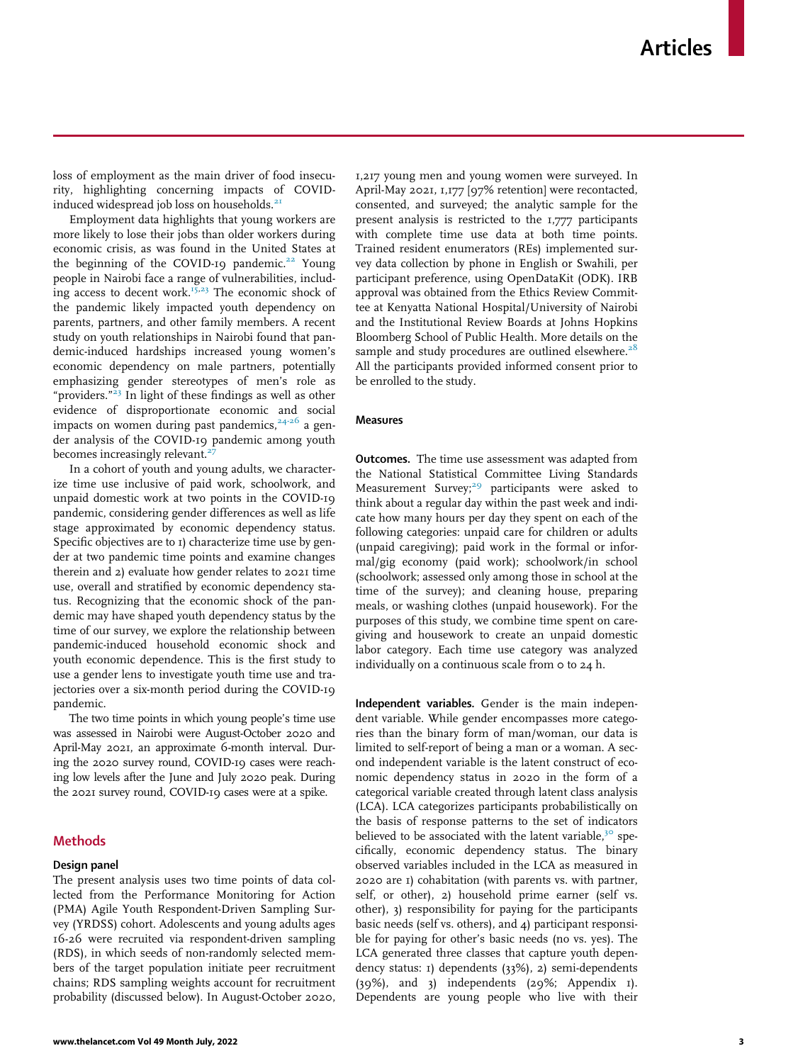loss of employment as the main driver of food insecurity, highlighting concerning impacts of COVID-induced widespread job loss on households.[21]

Employment data highlights that young workers are more likely to lose their jobs than older workers during economic crisis, as was found in the United States at the beginning of the COVID-19 pandemic.[22] Young people in Nairobi face a range of vulnerabilities, including access to decent work.[15,23] The economic shock of the pandemic likely impacted youth dependency on parents, partners, and other family members. A recent study on youth relationships in Nairobi found that pandemic-induced hardships increased young women's economic dependency on male partners, potentially emphasizing gender stereotypes of men's role as "providers."[23] In light of these findings as well as other evidence of disproportionate economic and social impacts on women during past pandemics,[24-26] a gender analysis of the COVID-19 pandemic among youth becomes increasingly relevant.[27]

In a cohort of youth and young adults, we characterize time use inclusive of paid work, schoolwork, and unpaid domestic work at two points in the COVID-19 pandemic, considering gender differences as well as life stage approximated by economic dependency status. Specific objectives are to 1) characterize time use by gender at two pandemic time points and examine changes therein and 2) evaluate how gender relates to 2021 time use, overall and stratified by economic dependency status. Recognizing that the economic shock of the pandemic may have shaped youth dependency status by the time of our survey, we explore the relationship between pandemic-induced household economic shock and youth economic dependence. This is the first study to use a gender lens to investigate youth time use and trajectories over a six-month period during the COVID-19 pandemic.

The two time points in which young people's time use was assessed in Nairobi were August-October 2020 and April-May 2021, an approximate 6-month interval. During the 2020 survey round, COVID-19 cases were reaching low levels after the June and July 2020 peak. During the 2021 survey round, COVID-19 cases were at a spike.

## Methods

### Design panel

The present analysis uses two time points of data collected from the Performance Monitoring for Action (PMA) Agile Youth Respondent-Driven Sampling Survey (YRDSS) cohort. Adolescents and young adults ages 16-26 were recruited via respondent-driven sampling (RDS), in which seeds of non-randomly selected members of the target population initiate peer recruitment chains; RDS sampling weights account for recruitment probability (discussed below). In August-October 2020, 1,217 young men and young women were surveyed. In April-May 2021, 1,177 [97% retention] were recontacted, consented, and surveyed; the analytic sample for the present analysis is restricted to the 1,777 participants with complete time use data at both time points. Trained resident enumerators (REs) implemented survey data collection by phone in English or Swahili, per participant preference, using OpenDataKit (ODK). IRB approval was obtained from the Ethics Review Committee at Kenyatta National Hospital/University of Nairobi and the Institutional Review Boards at Johns Hopkins Bloomberg School of Public Health. More details on the sample and study procedures are outlined elsewhere.[28] All the participants provided informed consent prior to be enrolled to the study.

### Measures

**Outcomes.** The time use assessment was adapted from the National Statistical Committee Living Standards Measurement Survey;[29] participants were asked to think about a regular day within the past week and indicate how many hours per day they spent on each of the following categories: unpaid care for children or adults (unpaid caregiving); paid work in the formal or informal/gig economy (paid work); schoolwork/in school (schoolwork; assessed only among those in school at the time of the survey); and cleaning house, preparing meals, or washing clothes (unpaid housework). For the purposes of this study, we combine time spent on caregiving and housework to create an unpaid domestic labor category. Each time use category was analyzed individually on a continuous scale from 0 to 24 h.

**Independent variables.** Gender is the main independent variable. While gender encompasses more categories than the binary form of man/woman, our data is limited to self-report of being a man or a woman. A second independent variable is the latent construct of economic dependency status in 2020 in the form of a categorical variable created through latent class analysis (LCA). LCA categorizes participants probabilistically on the basis of response patterns to the set of indicators believed to be associated with the latent variable,[30] specifically, economic dependency status. The binary observed variables included in the LCA as measured in 2020 are 1) cohabitation (with parents vs. with partner, self, or other), 2) household prime earner (self vs. other), 3) responsibility for paying for the participants basic needs (self vs. others), and 4) participant responsible for paying for other's basic needs (no vs. yes). The LCA generated three classes that capture youth dependency status: 1) dependents (33%), 2) semi-dependents (39%), and 3) independents (29%; Appendix 1). Dependents are young people who live with their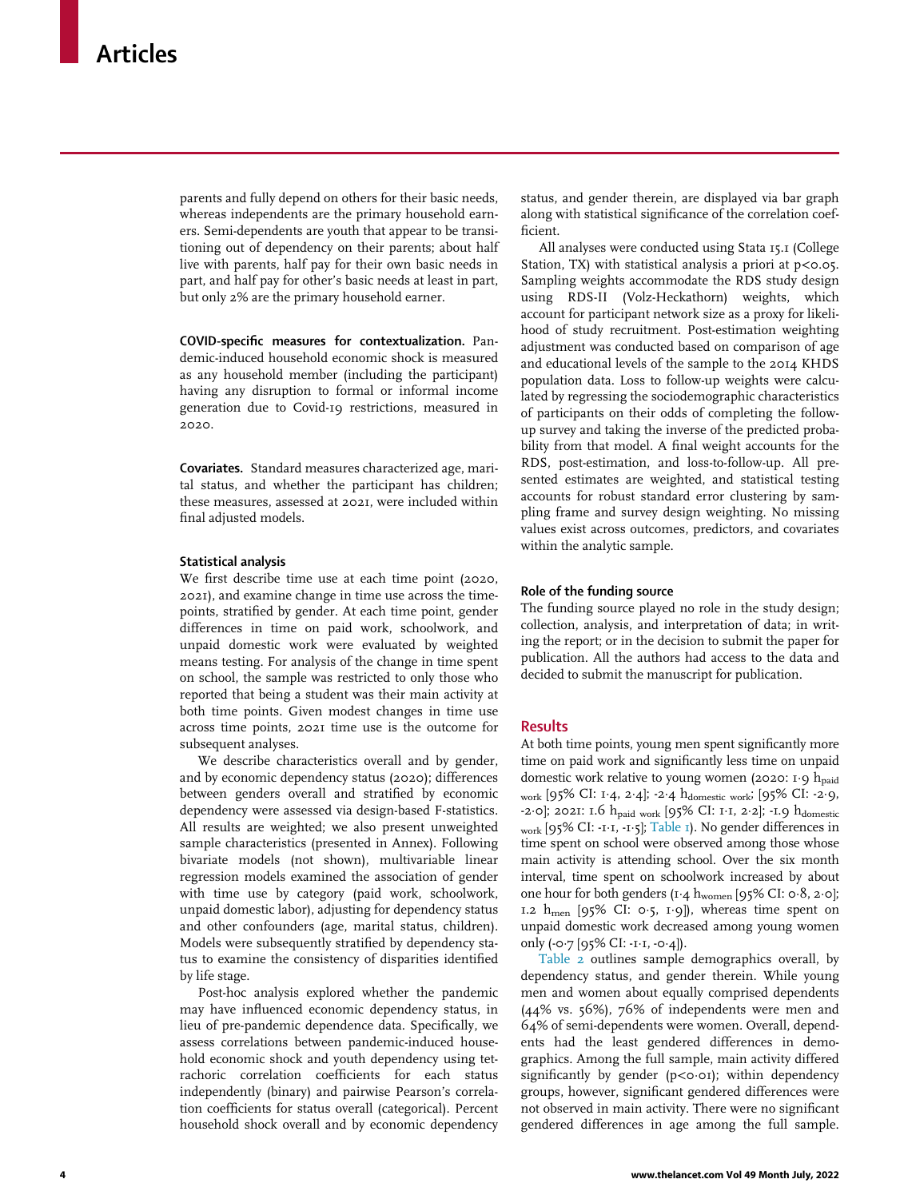parents and fully depend on others for their basic needs, whereas independents are the primary household earners. Semi-dependents are youth that appear to be transitioning out of dependency on their parents; about half live with parents, half pay for their own basic needs in part, and half pay for other's basic needs at least in part, but only 2% are the primary household earner.

**COVID-specific measures for contextualization.** Pandemic-induced household economic shock is measured as any household member (including the participant) having any disruption to formal or informal income generation due to Covid-19 restrictions, measured in 2020.

**Covariates.** Standard measures characterized age, marital status, and whether the participant has children; these measures, assessed at 2021, were included within final adjusted models.

### Statistical analysis

We first describe time use at each time point (2020, 2021), and examine change in time use across the timepoints, stratified by gender. At each time point, gender differences in time on paid work, schoolwork, and unpaid domestic work were evaluated by weighted means testing. For analysis of the change in time spent on school, the sample was restricted to only those who reported that being a student was their main activity at both time points. Given modest changes in time use across time points, 2021 time use is the outcome for subsequent analyses.

We describe characteristics overall and by gender, and by economic dependency status (2020); differences between genders overall and stratified by economic dependency were assessed via design-based F-statistics. All results are weighted; we also present unweighted sample characteristics (presented in Annex). Following bivariate models (not shown), multivariable linear regression models examined the association of gender with time use by category (paid work, schoolwork, unpaid domestic labor), adjusting for dependency status and other confounders (age, marital status, children). Models were subsequently stratified by dependency status to examine the consistency of disparities identified by life stage.

Post-hoc analysis explored whether the pandemic may have influenced economic dependency status, in lieu of pre-pandemic dependence data. Specifically, we assess correlations between pandemic-induced household economic shock and youth dependency using tetrachoric correlation coefficients for each status independently (binary) and pairwise Pearson's correlation coefficients for status overall (categorical). Percent household shock overall and by economic dependency status, and gender therein, are displayed via bar graph along with statistical significance of the correlation coefficient.

All analyses were conducted using Stata 15.1 (College Station, TX) with statistical analysis a priori at $p<0.05$. Sampling weights accommodate the RDS study design using RDS-II (Volz-Heckathorn) weights, which account for participant network size as a proxy for likelihood of study recruitment. Post-estimation weighting adjustment was conducted based on comparison of age and educational levels of the sample to the 2014 KHDS population data. Loss to follow-up weights were calculated by regressing the sociodemographic characteristics of participants on their odds of completing the follow-up survey and taking the inverse of the predicted probability from that model. A final weight accounts for the RDS, post-estimation, and loss-to-follow-up. All presented estimates are weighted, and statistical testing accounts for robust standard error clustering by sampling frame and survey design weighting. No missing values exist across outcomes, predictors, and covariates within the analytic sample.

### Role of the funding source

The funding source played no role in the study design; collection, analysis, and interpretation of data; in writing the report; or in the decision to submit the paper for publication. All the authors had access to the data and decided to submit the manuscript for publication.

## Results

At both time points, young men spent significantly more time on paid work and significantly less time on unpaid domestic work relative to young women (2020: 1·9 $h_{paid\ work}$ [95% CI: 1·4, 2·4]; -2·4 $h_{domestic\ work}$; [95% CI: -2·9, -2·0]; 2021: 1.6 $h_{paid\ work}$ [95% CI: 1·1, 2·2]; -1·9 $h_{domestic\ work}$ [95% CI: -1·1, -1·5]; Table 1). No gender differences in time spent on school were observed among those whose main activity is attending school. Over the six month interval, time spent on schoolwork increased by about one hour for both genders (1·4 $h_{women}$ [95% CI: 0·8, 2·0]; 1.2 $h_{men}$ [95% CI: 0·5, 1·9]), whereas time spent on unpaid domestic work decreased among young women only (-0·7 [95% CI: -1·1, -0·4]).

Table 2 outlines sample demographics overall, by dependency status, and gender therein. While young men and women about equally comprised dependents (44% vs. 56%), 76% of independents were men and 64% of semi-dependents were women. Overall, dependents had the least gendered differences in demographics. Among the full sample, main activity differed significantly by gender ($p<0·01$); within dependency groups, however, significant gendered differences were not observed in main activity. There were no significant gendered differences in age among the full sample.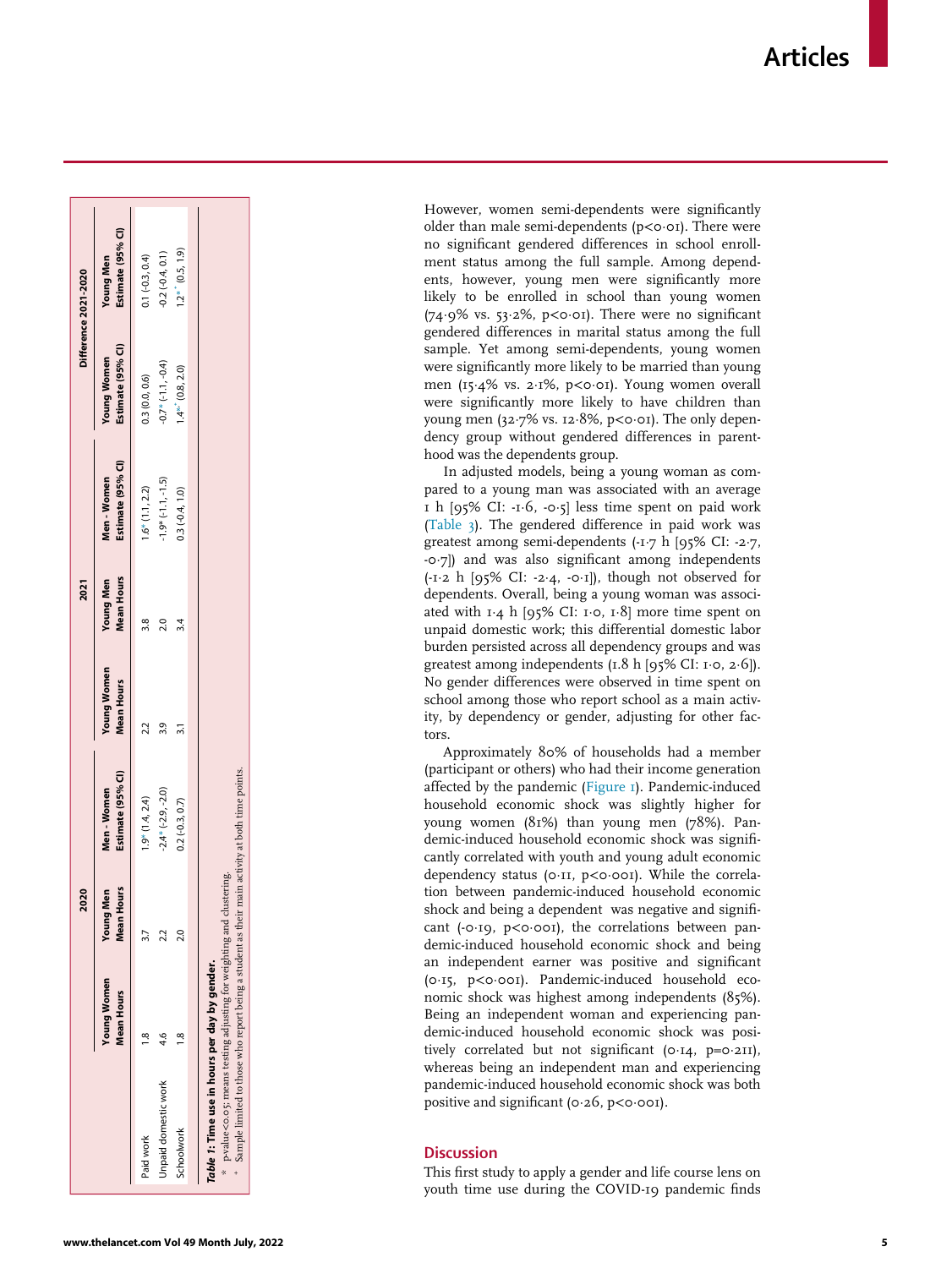| | 2020 | | | 2021 | | | Difference 2021-2020 | |
|---|---|---|---|---|---|---|---|---|
| | Young Women Mean Hours | Young Men Mean Hours | Men - Women Estimate (95% CI) | Young Women Mean Hours | Young Men Mean Hours | Men - Women Estimate (95% CI) | Young Women Estimate (95% CI) | Young Men Estimate (95% CI) |
| Paid work | 1.8 | 3.7 | 1.9* (1.4, 2.4) | 2.2 | 3.8 | 1.6* (1.1, 2.2) | 0.3 (0.0, 0.6) | 0.1 (-0.3, 0.4) |
| Unpaid domestic work | 4.6 | 2.2 | -2.4* (-2.9, -2.0) | 3.9 | 2.0 | -1.9* (-1.1, -1.5) | -0.7* (-1.1, -0.4) | -0.2 (-0.4, 0.1) |
| Schoolwork | 1.8 | 2.0 | 0.2 (-0.3, 0.7) | 3.1 | 3.4 | 0.3 (-0.4, 1.0) | 1.4^+ (0.8, 2.0) | 1.2^+ (0.5, 1.9) |

*Table 1:* **Time use in hours per day by gender.**
\* p-value<0·05; means testing adjusting for weighting and clustering.
\+ Sample limited to those who report being a student as their main activity at both time points.

However, women semi-dependents were significantly older than male semi-dependents (p<0·01). There were no significant gendered differences in school enrollment status among the full sample. Among dependents, however, young men were significantly more likely to be enrolled in school than young women (74·9% vs. 53·2%, p<0·01). There were no significant gendered differences in marital status among the full sample. Yet among semi-dependents, young women were significantly more likely to be married than young men (15·4% vs. 2·1%, p<0·01). Young women overall were significantly more likely to have children than young men (32·7% vs. 12·8%, p<0·01). The only dependency group without gendered differences in parenthood was the dependents group.

In adjusted models, being a young woman as compared to a young man was associated with an average 1 h [95% CI: -1·6, -0·5] less time spent on paid work (Table 3). The gendered difference in paid work was greatest among semi-dependents (-1·7 h [95% CI: -2·7, -0·7]) and was also significant among independents (-1·2 h [95% CI: -2·4, -0·1]), though not observed for dependents. Overall, being a young woman was associated with 1·4 h [95% CI: 1·0, 1·8] more time spent on unpaid domestic work; this differential domestic labor burden persisted across all dependency groups and was greatest among independents (1.8 h [95% CI: 1·0, 2·6]). No gender differences were observed in time spent on school among those who report school as a main activity, by dependency or gender, adjusting for other factors.

Approximately 80% of households had a member (participant or others) who had their income generation affected by the pandemic (Figure 1). Pandemic-induced household economic shock was slightly higher for young women (81%) than young men (78%). Pandemic-induced household economic shock was significantly correlated with youth and young adult economic dependency status (0·11, p<0·001). While the correlation between pandemic-induced household economic shock and being a dependent was negative and significant (-0·19, p<0·001), the correlations between pandemic-induced household economic shock and being an independent earner was positive and significant (0·15, p<0·001). Pandemic-induced household economic shock was highest among independents (85%). Being an independent woman and experiencing pandemic-induced household economic shock was positively correlated but not significant (0·14, p=0·211), whereas being an independent man and experiencing pandemic-induced household economic shock was both positive and significant (0·26, p<0·001).

## Discussion

This first study to apply a gender and life course lens on youth time use during the COVID-19 pandemic finds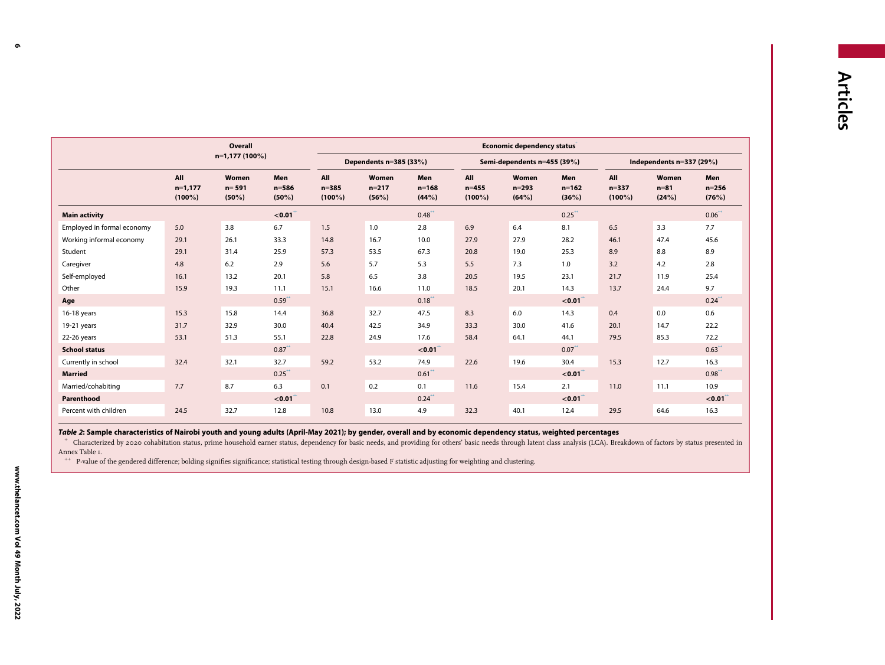| | Overall n=1,177 (100%) | | | Economic dependency status | | | | | | | | |
|---|---|---|---|---|---|---|---|---|---|---|---|---|
| | | | | Dependents n=385 (33%) | | | Semi-dependents n=455 (39%) | | | Independents n=337 (29%) | | |
| | All n=1,177 (100%) | Women n= 591 (50%) | Men n=586 (50%) | All n=385 (100%) | Women n=217 (56%) | Men n=168 (44%) | All n=455 (100%) | Women n=293 (64%) | Men n=162 (36%) | All n=337 (100%) | Women n=81 (24%) | Men n=256 (76%) |
| **Main activity** | | | **<0.01**[++] | | | 0.48[++] | | | 0.25[++] | | | 0.06[++] |
| Employed in formal economy | 5.0 | 3.8 | 6.7 | 1.5 | 1.0 | 2.8 | 6.9 | 6.4 | 8.1 | 6.5 | 3.3 | 7.7 |
| Working informal economy | 29.1 | 26.1 | 33.3 | 14.8 | 16.7 | 10.0 | 27.9 | 27.9 | 28.2 | 46.1 | 47.4 | 45.6 |
| Student | 29.1 | 31.4 | 25.9 | 57.3 | 53.5 | 67.3 | 20.8 | 19.0 | 25.3 | 8.9 | 8.8 | 8.9 |
| Caregiver | 4.8 | 6.2 | 2.9 | 5.6 | 5.7 | 5.3 | 5.5 | 7.3 | 1.0 | 3.2 | 4.2 | 2.8 |
| Self-employed | 16.1 | 13.2 | 20.1 | 5.8 | 6.5 | 3.8 | 20.5 | 19.5 | 23.1 | 21.7 | 11.9 | 25.4 |
| Other | 15.9 | 19.3 | 11.1 | 15.1 | 16.6 | 11.0 | 18.5 | 20.1 | 14.3 | 13.7 | 24.4 | 9.7 |
| **Age** | | | 0.59[++] | | | 0.18[++] | | | **<0.01**[++] | | | 0.24[++] |
| 16-18 years | 15.3 | 15.8 | 14.4 | 36.8 | 32.7 | 47.5 | 8.3 | 6.0 | 14.3 | 0.4 | 0.0 | 0.6 |
| 19-21 years | 31.7 | 32.9 | 30.0 | 40.4 | 42.5 | 34.9 | 33.3 | 30.0 | 41.6 | 20.1 | 14.7 | 22.2 |
| 22-26 years | 53.1 | 51.3 | 55.1 | 22.8 | 24.9 | 17.6 | 58.4 | 64.1 | 44.1 | 79.5 | 85.3 | 72.2 |
| **School status** | | | 0.87[++] | | | **<0.01**[++] | | | 0.07[++] | | | 0.63[++] |
| Currently in school | 32.4 | 32.1 | 32.7 | 59.2 | 53.2 | 74.9 | 22.6 | 19.6 | 30.4 | 15.3 | 12.7 | 16.3 |
| **Married** | | | 0.25[++] | | | 0.61[++] | | | **<0.01**[++] | | | 0.98[++] |
| Married/cohabiting | 7.7 | 8.7 | 6.3 | 0.1 | 0.2 | 0.1 | 11.6 | 15.4 | 2.1 | 11.0 | 11.1 | 10.9 |
| **Parenthood** | | | **<0.01**[++] | | | 0.24[++] | | | **<0.01**[++] | | | **<0.01**[++] |
| Percent with children | 24.5 | 32.7 | 12.8 | 10.8 | 13.0 | 4.9 | 32.3 | 40.1 | 12.4 | 29.5 | 64.6 | 16.3 |

***Table 2*: Sample characteristics of Nairobi youth and young adults (April-May 2021); by gender, overall and by economic dependency status, weighted percentages**

[+] Characterized by 2020 cohabitation status, prime household earner status, dependency for basic needs, and providing for others' basic needs through latent class analysis (LCA). Breakdown of factors by status presented in Annex Table 1.

[++] P-value of the gendered difference; bolding signifies significance; statistical testing through design-based F statistic adjusting for weighting and clustering.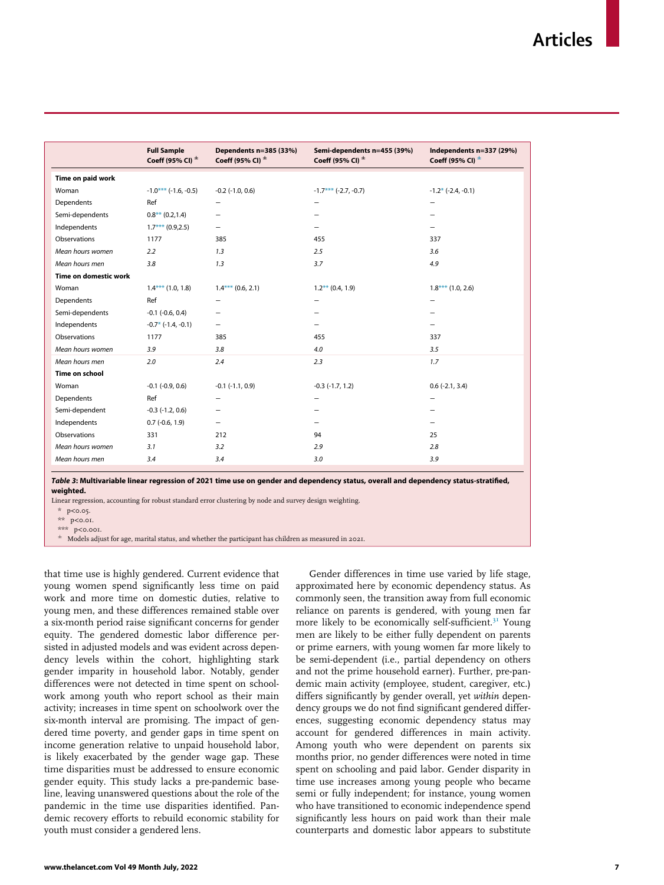| | Full Sample Coeff (95% CI) ± | Dependents n=385 (33%) Coeff (95% CI) ± | Semi-dependents n=455 (39%) Coeff (95% CI) ± | Independents n=337 (29%) Coeff (95% CI) ± |
|---|---|---|---|---|
| **Time on paid work** | | | | |
| Woman | -1.0*** (-1.6, -0.5) | -0.2 (-1.0, 0.6) | -1.7*** (-2.7, -0.7) | -1.2* (-2.4, -0.1) |
| Dependents | Ref | – | – | – |
| Semi-dependents | 0.8** (0.2,1.4) | – | – | – |
| Independents | 1.7*** (0.9,2.5) | – | – | – |
| Observations | 1177 | 385 | 455 | 337 |
| *Mean hours women* | *2.2* | *1.3* | *2.5* | *3.6* |
| *Mean hours men* | *3.8* | *1.3* | *3.7* | *4.9* |
| **Time on domestic work** | | | | |
| Woman | 1.4*** (1.0, 1.8) | 1.4*** (0.6, 2.1) | 1.2** (0.4, 1.9) | 1.8*** (1.0, 2.6) |
| Dependents | Ref | – | – | – |
| Semi-dependents | -0.1 (-0.6, 0.4) | – | – | – |
| Independents | -0.7* (-1.4, -0.1) | – | – | – |
| Observations | 1177 | 385 | 455 | 337 |
| *Mean hours women* | *3.9* | *3.8* | *4.0* | *3.5* |
| *Mean hours men* | *2.0* | *2.4* | *2.3* | *1.7* |
| **Time on school** | | | | |
| Woman | -0.1 (-0.9, 0.6) | -0.1 (-1.1, 0.9) | -0.3 (-1.7, 1.2) | 0.6 (-2.1, 3.4) |
| Dependents | Ref | – | – | – |
| Semi-dependent | -0.3 (-1.2, 0.6) | – | – | – |
| Independents | 0.7 (-0.6, 1.9) | – | – | – |
| Observations | 331 | 212 | 94 | 25 |
| *Mean hours women* | *3.1* | *3.2* | *2.9* | *2.8* |
| *Mean hours men* | *3.4* | *3.4* | *3.0* | *3.9* |

***Table 3*: Multivariable linear regression of 2021 time use on gender and dependency status, overall and dependency status-stratified, weighted.**

Linear regression, accounting for robust standard error clustering by node and survey design weighting.

\* p<0.05.

\*\* p<0.01.

\*\*\* p<0.001.

± Models adjust for age, marital status, and whether the participant has children as measured in 2021.

that time use is highly gendered. Current evidence that young women spend significantly less time on paid work and more time on domestic duties, relative to young men, and these differences remained stable over a six-month period raise significant concerns for gender equity. The gendered domestic labor difference persisted in adjusted models and was evident across dependency levels within the cohort, highlighting stark gender imparity in household labor. Notably, gender differences were not detected in time spent on schoolwork among youth who report school as their main activity; increases in time spent on schoolwork over the six-month interval are promising. The impact of gendered time poverty, and gender gaps in time spent on income generation relative to unpaid household labor, is likely exacerbated by the gender wage gap. These time disparities must be addressed to ensure economic gender equity. This study lacks a pre-pandemic baseline, leaving unanswered questions about the role of the pandemic in the time use disparities identified. Pandemic recovery efforts to rebuild economic stability for youth must consider a gendered lens.

Gender differences in time use varied by life stage, approximated here by economic dependency status. As commonly seen, the transition away from full economic reliance on parents is gendered, with young men far more likely to be economically self-sufficient.[31] Young men are likely to be either fully dependent on parents or prime earners, with young women far more likely to be semi-dependent (i.e., partial dependency on others and not the prime household earner). Further, pre-pandemic main activity (employee, student, caregiver, etc.) differs significantly by gender overall, yet *within* dependency groups we do not find significant gendered differences, suggesting economic dependency status may account for gendered differences in main activity. Among youth who were dependent on parents six months prior, no gender differences were noted in time spent on schooling and paid labor. Gender disparity in time use increases among young people who became semi or fully independent; for instance, young women who have transitioned to economic independence spend significantly less hours on paid work than their male counterparts and domestic labor appears to substitute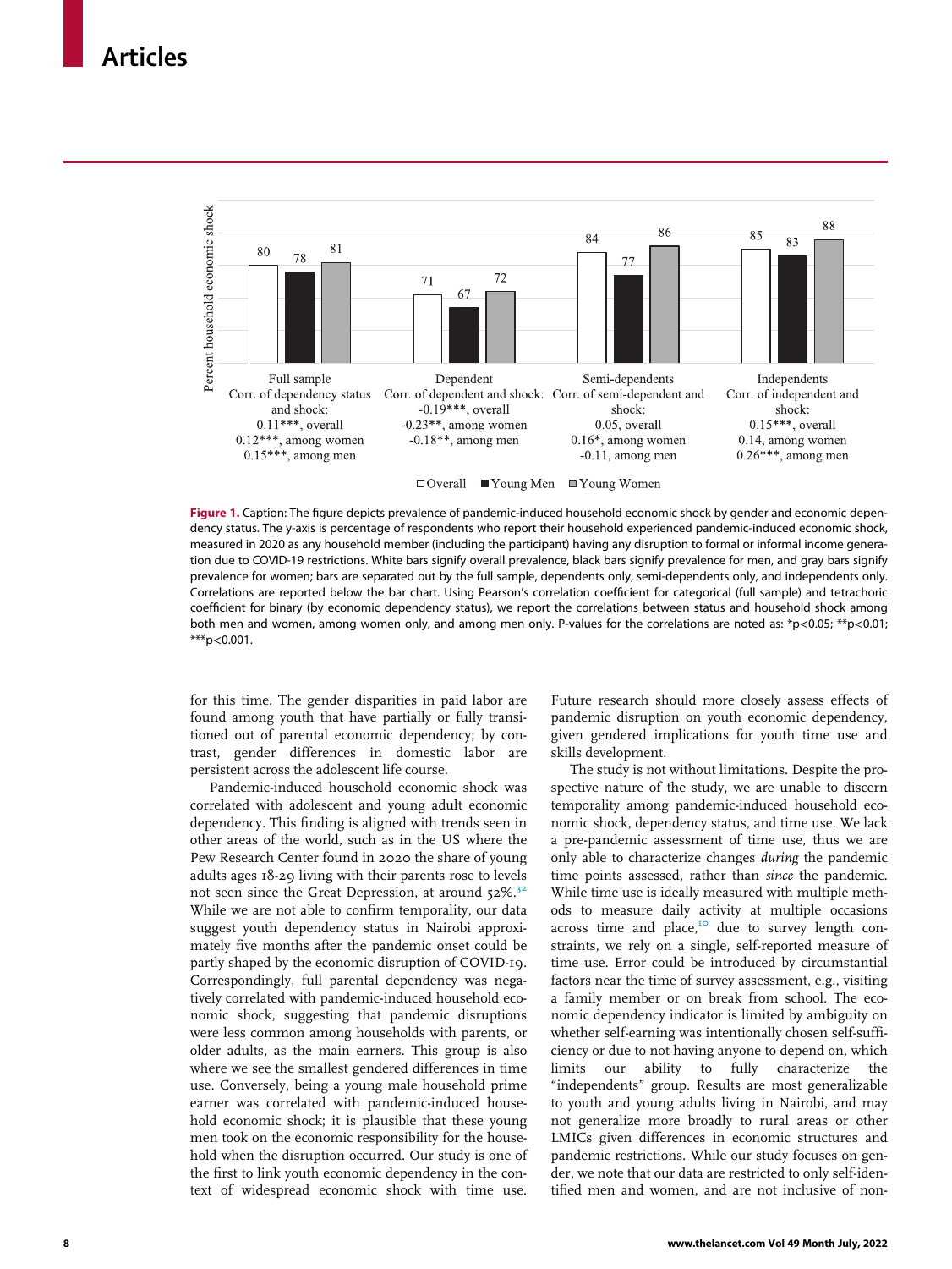Figure 1. Caption: The figure depicts prevalence of pandemic-induced household economic shock by gender and economic dependency status. The y-axis is percentage of respondents who report their household experienced pandemic-induced economic shock, measured in 2020 as any household member (including the participant) having any disruption to formal or informal income generation due to COVID-19 restrictions. White bars signify overall prevalence, black bars signify prevalence for men, and gray bars signify prevalence for women; bars are separated out by the full sample, dependents only, semi-dependents only, and independents only. Correlations are reported below the bar chart. Using Pearson's correlation coefficient for categorical (full sample) and tetrachoric coefficient for binary (by economic dependency status), we report the correlations between status and household shock among both men and women, among women only, and among men only. P-values for the correlations are noted as: *p<0.05; **p<0.01; ***p<0.001.

for this time. The gender disparities in paid labor are found among youth that have partially or fully transitioned out of parental economic dependency; by contrast, gender differences in domestic labor are persistent across the adolescent life course.

Pandemic-induced household economic shock was correlated with adolescent and young adult economic dependency. This finding is aligned with trends seen in other areas of the world, such as in the US where the Pew Research Center found in 2020 the share of young adults ages 18-29 living with their parents rose to levels not seen since the Great Depression, at around 52%.[32] While we are not able to confirm temporality, our data suggest youth dependency status in Nairobi approximately five months after the pandemic onset could be partly shaped by the economic disruption of COVID-19. Correspondingly, full parental dependency was negatively correlated with pandemic-induced household economic shock, suggesting that pandemic disruptions were less common among households with parents, or older adults, as the main earners. This group is also where we see the smallest gendered differences in time use. Conversely, being a young male household prime earner was correlated with pandemic-induced household economic shock; it is plausible that these young men took on the economic responsibility for the household when the disruption occurred. Our study is one of the first to link youth economic dependency in the context of widespread economic shock with time use. Future research should more closely assess effects of pandemic disruption on youth economic dependency, given gendered implications for youth time use and skills development.

The study is not without limitations. Despite the prospective nature of the study, we are unable to discern temporality among pandemic-induced household economic shock, dependency status, and time use. We lack a pre-pandemic assessment of time use, thus we are only able to characterize changes *during* the pandemic time points assessed, rather than *since* the pandemic. While time use is ideally measured with multiple methods to measure daily activity at multiple occasions across time and place,[10] due to survey length constraints, we rely on a single, self-reported measure of time use. Error could be introduced by circumstantial factors near the time of survey assessment, e.g., visiting a family member or on break from school. The economic dependency indicator is limited by ambiguity on whether self-earning was intentionally chosen self-sufficiency or due to not having anyone to depend on, which limits our ability to fully characterize the "independents" group. Results are most generalizable to youth and young adults living in Nairobi, and may not generalize more broadly to rural areas or other LMICs given differences in economic structures and pandemic restrictions. While our study focuses on gender, we note that our data are restricted to only self-identified men and women, and are not inclusive of non-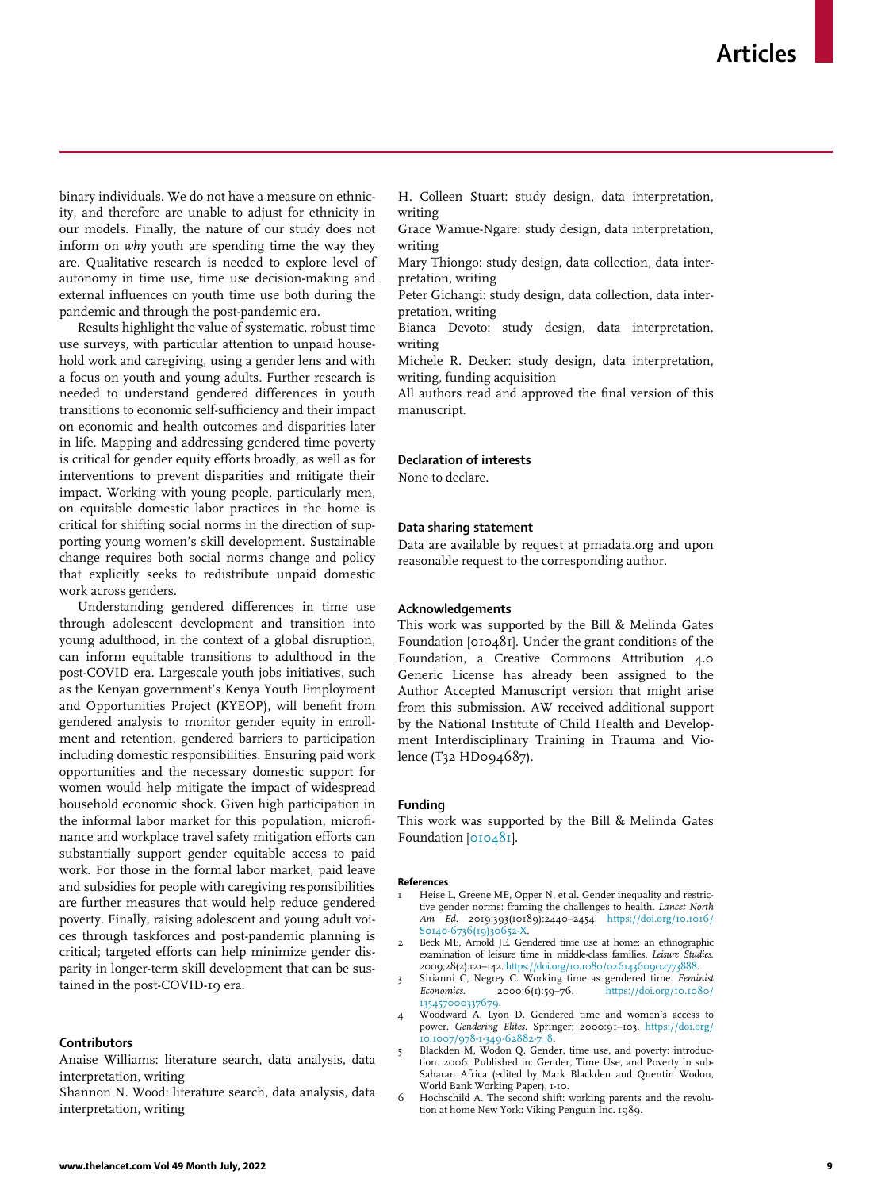binary individuals. We do not have a measure on ethnicity, and therefore are unable to adjust for ethnicity in our models. Finally, the nature of our study does not inform on *why* youth are spending time the way they are. Qualitative research is needed to explore level of autonomy in time use, time use decision-making and external influences on youth time use both during the pandemic and through the post-pandemic era.

Results highlight the value of systematic, robust time use surveys, with particular attention to unpaid household work and caregiving, using a gender lens and with a focus on youth and young adults. Further research is needed to understand gendered differences in youth transitions to economic self-sufficiency and their impact on economic and health outcomes and disparities later in life. Mapping and addressing gendered time poverty is critical for gender equity efforts broadly, as well as for interventions to prevent disparities and mitigate their impact. Working with young people, particularly men, on equitable domestic labor practices in the home is critical for shifting social norms in the direction of supporting young women's skill development. Sustainable change requires both social norms change and policy that explicitly seeks to redistribute unpaid domestic work across genders.

Understanding gendered differences in time use through adolescent development and transition into young adulthood, in the context of a global disruption, can inform equitable transitions to adulthood in the post-COVID era. Largescale youth jobs initiatives, such as the Kenyan government's Kenya Youth Employment and Opportunities Project (KYEOP), will benefit from gendered analysis to monitor gender equity in enrollment and retention, gendered barriers to participation including domestic responsibilities. Ensuring paid work opportunities and the necessary domestic support for women would help mitigate the impact of widespread household economic shock. Given high participation in the informal labor market for this population, microfinance and workplace travel safety mitigation efforts can substantially support gender equitable access to paid work. For those in the formal labor market, paid leave and subsidies for people with caregiving responsibilities are further measures that would help reduce gendered poverty. Finally, raising adolescent and young adult voices through taskforces and post-pandemic planning is critical; targeted efforts can help minimize gender disparity in longer-term skill development that can be sustained in the post-COVID-19 era.

### Contributors

Anaise Williams: literature search, data analysis, data interpretation, writing

Shannon N. Wood: literature search, data analysis, data interpretation, writing

H. Colleen Stuart: study design, data interpretation, writing

Grace Wamue-Ngare: study design, data interpretation, writing

Mary Thiongo: study design, data collection, data interpretation, writing

Peter Gichangi: study design, data collection, data interpretation, writing

Bianca Devoto: study design, data interpretation, writing

Michele R. Decker: study design, data interpretation, writing, funding acquisition

All authors read and approved the final version of this manuscript.

### Declaration of interests

None to declare.

### Data sharing statement

Data are available by request at pmadata.org and upon reasonable request to the corresponding author.

### Acknowledgements

This work was supported by the Bill & Melinda Gates Foundation [010481]. Under the grant conditions of the Foundation, a Creative Commons Attribution 4.0 Generic License has already been assigned to the Author Accepted Manuscript version that might arise from this submission. AW received additional support by the National Institute of Child Health and Development Interdisciplinary Training in Trauma and Violence (T32 HD094687).

### Funding

This work was supported by the Bill & Melinda Gates Foundation [010481].

### References

1. Heise L, Greene ME, Opper N, et al. Gender inequality and restrictive gender norms: framing the challenges to health. *Lancet North Am Ed*. 2019;393(10189):2440–2454. https://doi.org/10.1016/S0140-6736(19)30652-X.
2. Beck ME, Arnold JE. Gendered time use at home: an ethnographic examination of leisure time in middle-class families. *Leisure Studies*. 2009;28(2):121–142. https://doi.org/10.1080/02614360902773888.
3. Sirianni C, Negrey C. Working time as gendered time. *Feminist Economics*. 2000;6(1):59–76. https://doi.org/10.1080/135457000337679.
4. Woodward A, Lyon D. Gendered time and women's access to power. *Gendering Elites*. Springer; 2000:91–103. https://doi.org/10.1007/978-1-349-62882-7_8.
5. Blackden M, Wodon Q. Gender, time use, and poverty: introduction. 2006. Published in: Gender, Time Use, and Poverty in sub-Saharan Africa (edited by Mark Blackden and Quentin Wodon, World Bank Working Paper), 1-10.
6. Hochschild A. The second shift: working parents and the revolution at home New York: Viking Penguin Inc. 1989.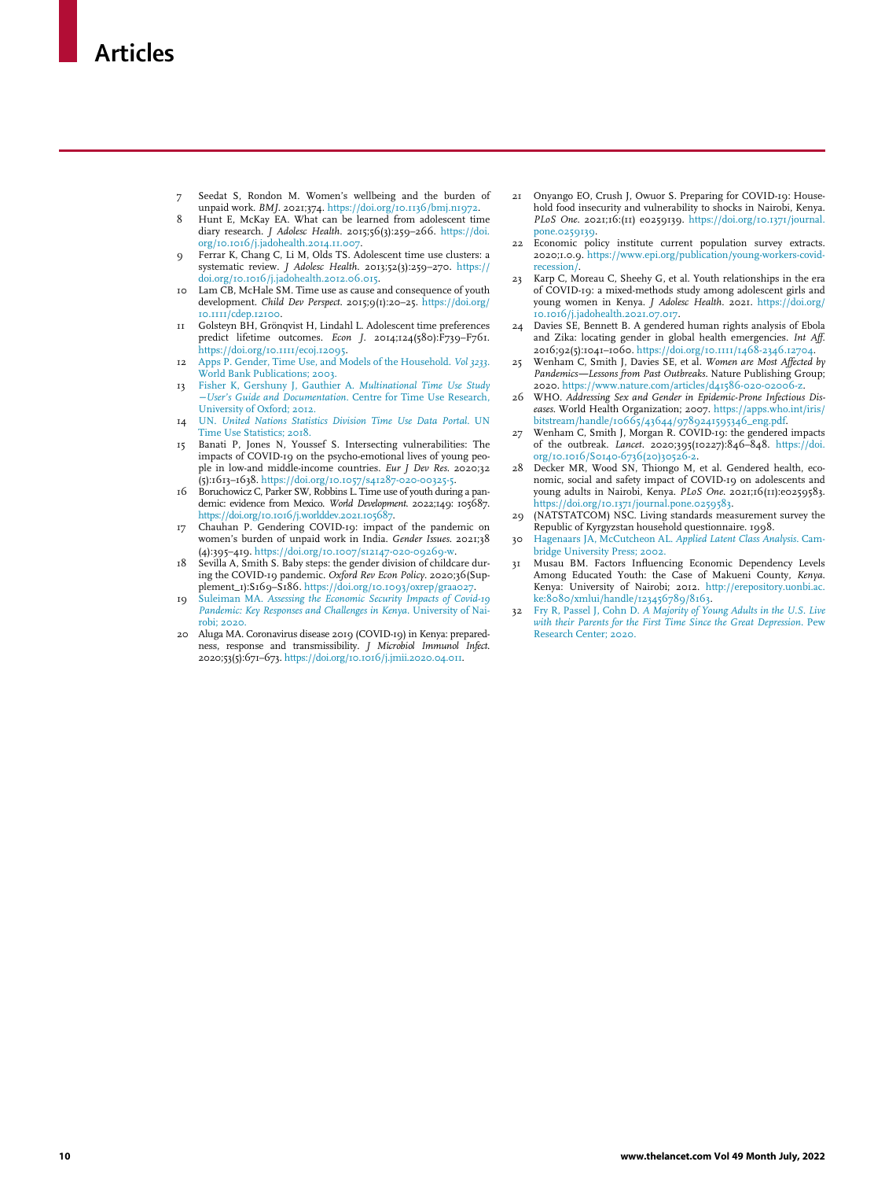7. Seedat S, Rondon M. Women's wellbeing and the burden of unpaid work. *BMJ*. 2021;374. https://doi.org/10.1136/bmj.n1972.
8. Hunt E, McKay EA. What can be learned from adolescent time diary research. *J Adolesc Health*. 2015;56(3):259–266. https://doi.org/10.1016/j.jadohealth.2014.11.007.
9. Ferrar K, Chang C, Li M, Olds TS. Adolescent time use clusters: a systematic review. *J Adolesc Health*. 2013;52(3):259–270. https://doi.org/10.1016/j.jadohealth.2012.06.015.
10. Lam CB, McHale SM. Time use as cause and consequence of youth development. *Child Dev Perspect*. 2015;9(1):20–25. https://doi.org/10.1111/cdep.12100.
11. Golsteyn BH, Grönqvist H, Lindahl L. Adolescent time preferences predict lifetime outcomes. *Econ J*. 2014;124(580):F739–F761. https://doi.org/10.1111/ecoj.12095.
12. Apps P. Gender, Time Use, and Models of the Household. *Vol 3233*. World Bank Publications; 2003.
13. Fisher K, Gershuny J, Gauthier A. *Multinational Time Use Study —User's Guide and Documentation*. Centre for Time Use Research, University of Oxford; 2012.
14. UN. *United Nations Statistics Division Time Use Data Portal*. UN Time Use Statistics; 2018.
15. Banati P, Jones N, Youssef S. Intersecting vulnerabilities: The impacts of COVID-19 on the psycho-emotional lives of young people in low-and middle-income countries. *Eur J Dev Res*. 2020;32(5):1613–1638. https://doi.org/10.1057/s41287-020-00325-5.
16. Boruchowicz C, Parker SW, Robbins L. Time use of youth during a pandemic: evidence from Mexico. *World Development*. 2022;149: 105687. https://doi.org/10.1016/j.worlddev.2021.105687.
17. Chauhan P. Gendering COVID-19: impact of the pandemic on women's burden of unpaid work in India. *Gender Issues*. 2021;38(4):395–419. https://doi.org/10.1007/s12147-020-09269-w.
18. Sevilla A, Smith S. Baby steps: the gender division of childcare during the COVID-19 pandemic. *Oxford Rev Econ Policy*. 2020;36(Supplement_1):S169–S186. https://doi.org/10.1093/oxrep/graa027.
19. Suleiman MA. *Assessing the Economic Security Impacts of Covid-19 Pandemic: Key Responses and Challenges in Kenya*. University of Nairobi; 2020.
20. Aluga MA. Coronavirus disease 2019 (COVID-19) in Kenya: preparedness, response and transmissibility. *J Microbiol Immunol Infect*. 2020;53(5):671–673. https://doi.org/10.1016/j.jmii.2020.04.011.
21. Onyango EO, Crush J, Owuor S. Preparing for COVID-19: Household food insecurity and vulnerability to shocks in Nairobi, Kenya. *PLoS One*. 2021;16:(11) e0259139. https://doi.org/10.1371/journal.pone.0259139.
22. Economic policy institute current population survey extracts. 2020;1.0.9. https://www.epi.org/publication/young-workers-covid-recession/.
23. Karp C, Moreau C, Sheehy G, et al. Youth relationships in the era of COVID-19: a mixed-methods study among adolescent girls and young women in Kenya. *J Adolesc Health*. 2021. https://doi.org/10.1016/j.jadohealth.2021.07.017.
24. Davies SE, Bennett B. A gendered human rights analysis of Ebola and Zika: locating gender in global health emergencies. *Int Aff*. 2016;92(5):1041–1060. https://doi.org/10.1111/1468-2346.12704.
25. Wenham C, Smith J, Davies SE, et al. *Women are Most Affected by Pandemics—Lessons from Past Outbreaks*. Nature Publishing Group; 2020. https://www.nature.com/articles/d41586-020-02006-z.
26. WHO. *Addressing Sex and Gender in Epidemic-Prone Infectious Diseases*. World Health Organization; 2007. https://apps.who.int/iris/bitstream/handle/10665/43644/9789241595346_eng.pdf.
27. Wenham C, Smith J, Morgan R. COVID-19: the gendered impacts of the outbreak. *Lancet*. 2020;395(10227):846–848. https://doi.org/10.1016/S0140-6736(20)30526-2.
28. Decker MR, Wood SN, Thiongo M, et al. Gendered health, economic, social and safety impact of COVID-19 on adolescents and young adults in Nairobi, Kenya. *PLoS One*. 2021;16(11):e0259583. https://doi.org/10.1371/journal.pone.0259583.
29. (NATSTATCOM) NSC. Living standards measurement survey the Republic of Kyrgyzstan household questionnaire. 1998.
30. Hagenaars JA, McCutcheon AL. *Applied Latent Class Analysis*. Cambridge University Press; 2002.
31. Musau BM. Factors Influencing Economic Dependency Levels Among Educated Youth: the Case of Makueni County, *Kenya*. Kenya: University of Nairobi; 2012. http://erepository.uonbi.ac.ke:8080/xmlui/handle/123456789/8163.
32. Fry R, Passel J, Cohn D. *A Majority of Young Adults in the U.S. Live with their Parents for the First Time Since the Great Depression*. Pew Research Center; 2020.